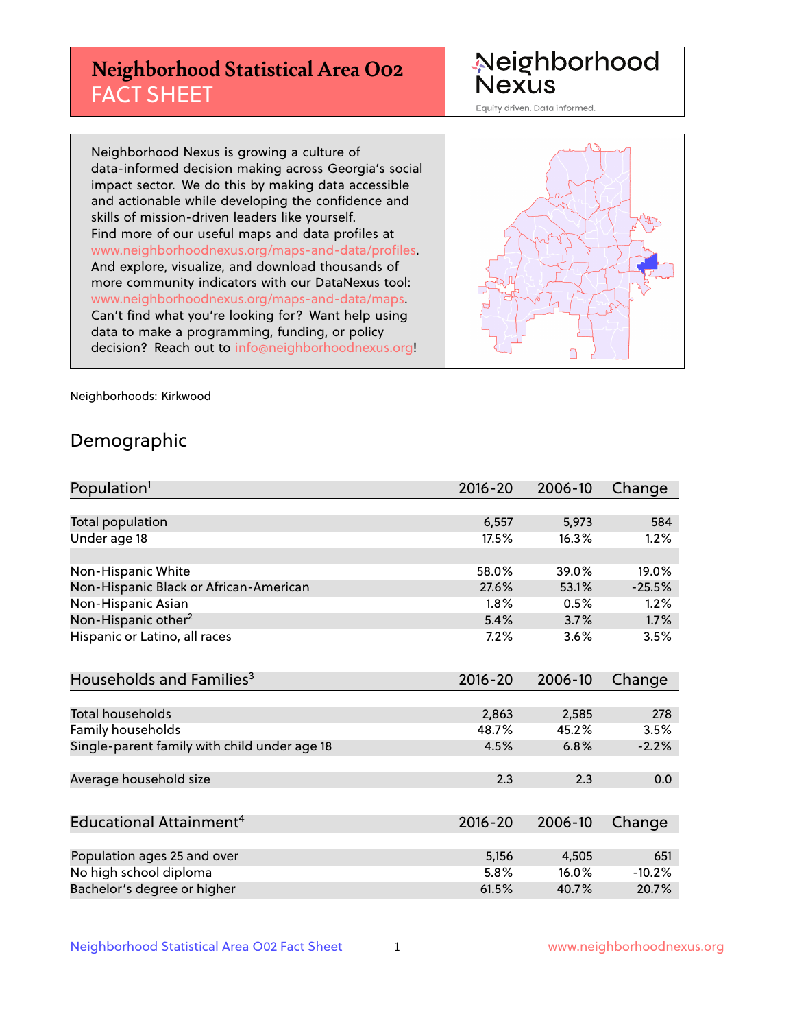# Neighborhood Statistical Area O02 FACT SHEET

Neighborhood Nexus

Equity driven. Data informed.

Neighborhood Nexus is growing a culture of data-informed decision making across Georgia's social impact sector. We do this by making data accessible and actionable while developing the confidence and skills of mission-driven leaders like yourself. Find more of our useful maps and data profiles at www.neighborhoodnexus.org/maps-and-data/profiles. And explore, visualize, and download thousands of more community indicators with our DataNexus tool: www.neighborhoodnexus.org/maps-and-data/maps. Can't find what you're looking for? Want help using data to make a programming, funding, or policy decision? Reach out to info@neighborhoodnexus.org!

Neighborhoods: Kirkwood

## Demographic

| Population[1] | 2016-20 | 2006-10 | Change |
|---|---|---|---|
| Total population | 6,557 | 5,973 | 584 |
| Under age 18 | 17.5% | 16.3% | 1.2% |
| | | | |
| Non-Hispanic White | 58.0% | 39.0% | 19.0% |
| Non-Hispanic Black or African-American | 27.6% | 53.1% | -25.5% |
| Non-Hispanic Asian | 1.8% | 0.5% | 1.2% |
| Non-Hispanic other[2] | 5.4% | 3.7% | 1.7% |
| Hispanic or Latino, all races | 7.2% | 3.6% | 3.5% |

| Households and Families[3] | 2016-20 | 2006-10 | Change |
|---|---|---|---|
| Total households | 2,863 | 2,585 | 278 |
| Family households | 48.7% | 45.2% | 3.5% |
| Single-parent family with child under age 18 | 4.5% | 6.8% | -2.2% |
| | | | |
| Average household size | 2.3 | 2.3 | 0.0 |

| Educational Attainment[4] | 2016-20 | 2006-10 | Change |
|---|---|---|---|
| Population ages 25 and over | 5,156 | 4,505 | 651 |
| No high school diploma | 5.8% | 16.0% | -10.2% |
| Bachelor's degree or higher | 61.5% | 40.7% | 20.7% |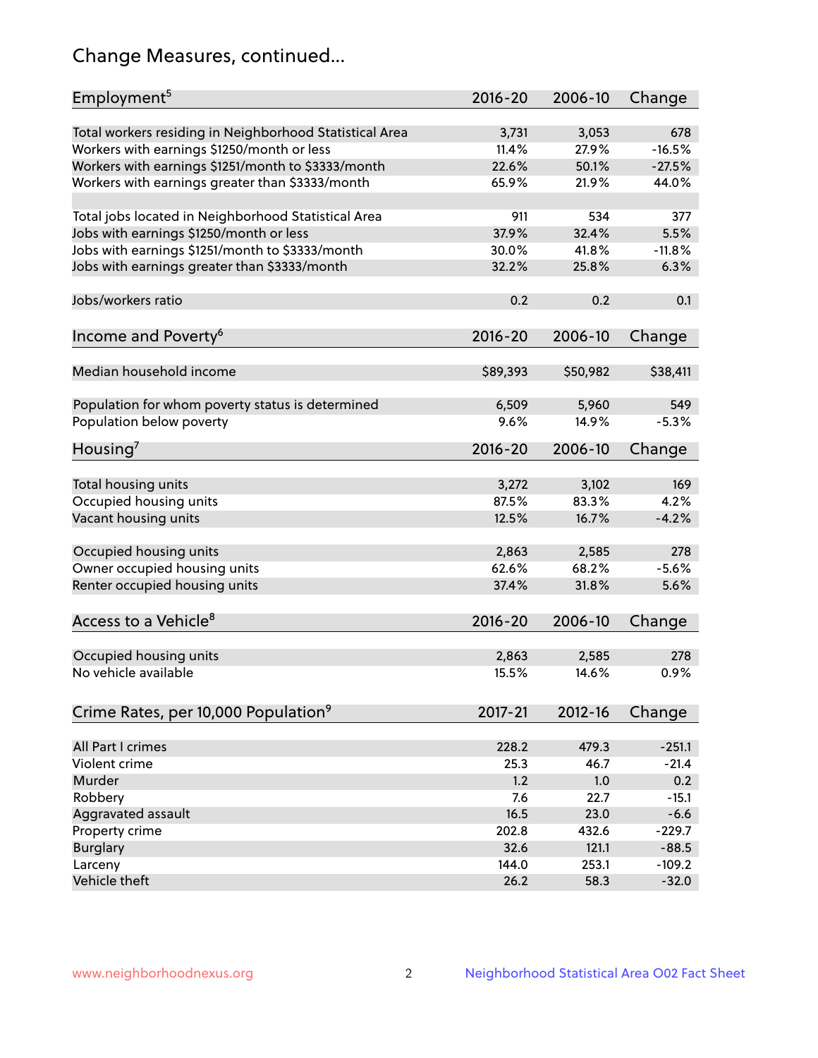# Change Measures, continued...

| Employment[5] | 2016-20 | 2006-10 | Change |
|---|---|---|---|
| Total workers residing in Neighborhood Statistical Area | 3,731 | 3,053 | 678 |
| Workers with earnings $1250/month or less | 11.4% | 27.9% | -16.5% |
| Workers with earnings $1251/month to $3333/month | 22.6% | 50.1% | -27.5% |
| Workers with earnings greater than $3333/month | 65.9% | 21.9% | 44.0% |
| | | | |
| Total jobs located in Neighborhood Statistical Area | 911 | 534 | 377 |
| Jobs with earnings $1250/month or less | 37.9% | 32.4% | 5.5% |
| Jobs with earnings $1251/month to $3333/month | 30.0% | 41.8% | -11.8% |
| Jobs with earnings greater than $3333/month | 32.2% | 25.8% | 6.3% |
| | | | |
| Jobs/workers ratio | 0.2 | 0.2 | 0.1 |

| Income and Poverty[6] | 2016-20 | 2006-10 | Change |
|---|---|---|---|
| Median household income | $89,393 | $50,982 | $38,411 |
| | | | |
| Population for whom poverty status is determined | 6,509 | 5,960 | 549 |
| Population below poverty | 9.6% | 14.9% | -5.3% |

| Housing[7] | 2016-20 | 2006-10 | Change |
|---|---|---|---|
| Total housing units | 3,272 | 3,102 | 169 |
| Occupied housing units | 87.5% | 83.3% | 4.2% |
| Vacant housing units | 12.5% | 16.7% | -4.2% |
| | | | |
| Occupied housing units | 2,863 | 2,585 | 278 |
| Owner occupied housing units | 62.6% | 68.2% | -5.6% |
| Renter occupied housing units | 37.4% | 31.8% | 5.6% |

| Access to a Vehicle[8] | 2016-20 | 2006-10 | Change |
|---|---|---|---|
| Occupied housing units | 2,863 | 2,585 | 278 |
| No vehicle available | 15.5% | 14.6% | 0.9% |

| Crime Rates, per 10,000 Population[9] | 2017-21 | 2012-16 | Change |
|---|---|---|---|
| All Part I crimes | 228.2 | 479.3 | -251.1 |
| Violent crime | 25.3 | 46.7 | -21.4 |
| Murder | 1.2 | 1.0 | 0.2 |
| Robbery | 7.6 | 22.7 | -15.1 |
| Aggravated assault | 16.5 | 23.0 | -6.6 |
| Property crime | 202.8 | 432.6 | -229.7 |
| Burglary | 32.6 | 121.1 | -88.5 |
| Larceny | 144.0 | 253.1 | -109.2 |
| Vehicle theft | 26.2 | 58.3 | -32.0 |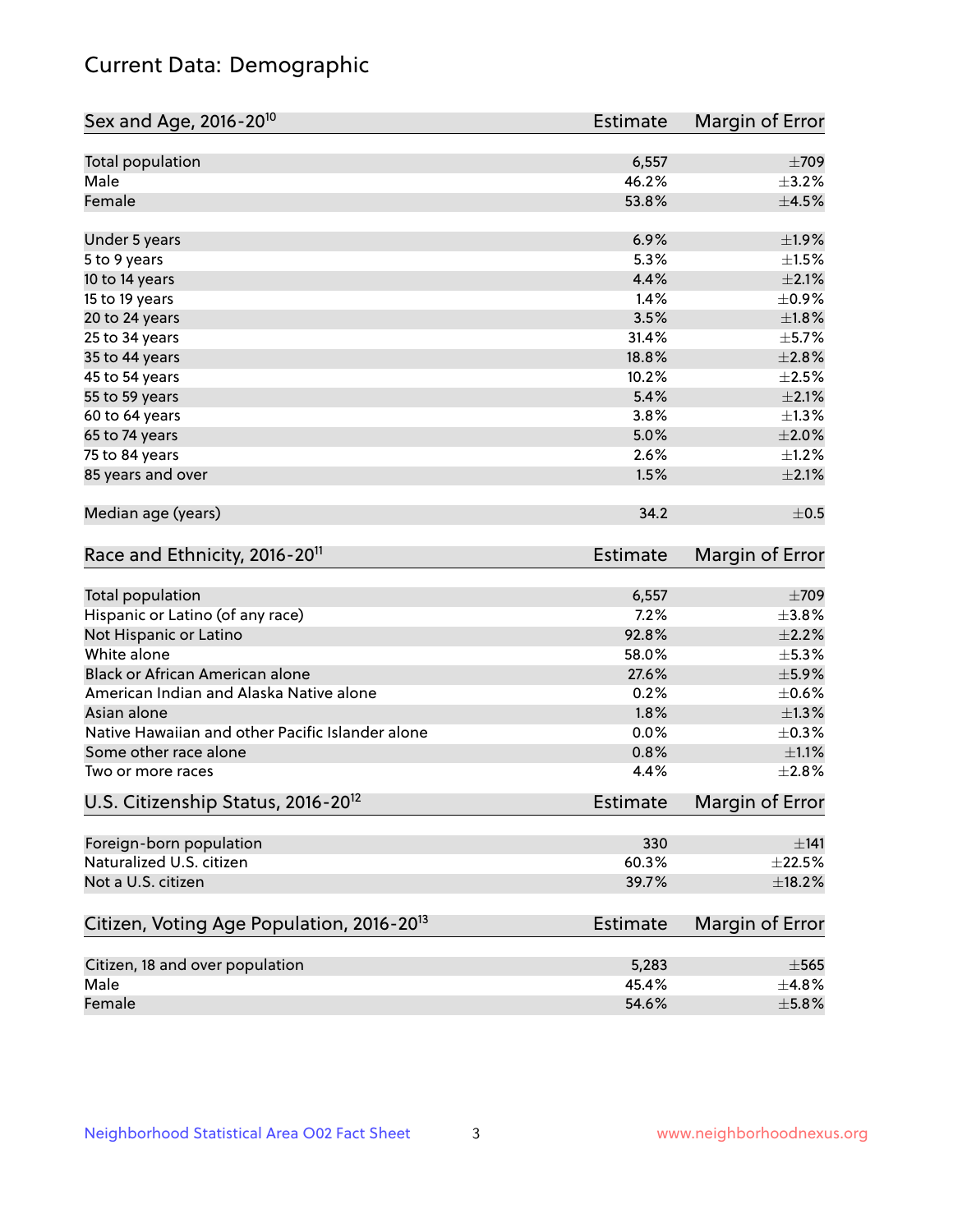# Current Data: Demographic

| Sex and Age, 2016-20[10] | Estimate | Margin of Error |
|---|---|---|
| Total population | 6,557 | ±709 |
| Male | 46.2% | ±3.2% |
| Female | 53.8% | ±4.5% |
| Under 5 years | 6.9% | ±1.9% |
| 5 to 9 years | 5.3% | ±1.5% |
| 10 to 14 years | 4.4% | ±2.1% |
| 15 to 19 years | 1.4% | ±0.9% |
| 20 to 24 years | 3.5% | ±1.8% |
| 25 to 34 years | 31.4% | ±5.7% |
| 35 to 44 years | 18.8% | ±2.8% |
| 45 to 54 years | 10.2% | ±2.5% |
| 55 to 59 years | 5.4% | ±2.1% |
| 60 to 64 years | 3.8% | ±1.3% |
| 65 to 74 years | 5.0% | ±2.0% |
| 75 to 84 years | 2.6% | ±1.2% |
| 85 years and over | 1.5% | ±2.1% |
| Median age (years) | 34.2 | ±0.5 |

| Race and Ethnicity, 2016-20[11] | Estimate | Margin of Error |
|---|---|---|
| Total population | 6,557 | ±709 |
| Hispanic or Latino (of any race) | 7.2% | ±3.8% |
| Not Hispanic or Latino | 92.8% | ±2.2% |
| White alone | 58.0% | ±5.3% |
| Black or African American alone | 27.6% | ±5.9% |
| American Indian and Alaska Native alone | 0.2% | ±0.6% |
| Asian alone | 1.8% | ±1.3% |
| Native Hawaiian and other Pacific Islander alone | 0.0% | ±0.3% |
| Some other race alone | 0.8% | ±1.1% |
| Two or more races | 4.4% | ±2.8% |

| U.S. Citizenship Status, 2016-20[12] | Estimate | Margin of Error |
|---|---|---|
| Foreign-born population | 330 | ±141 |
| Naturalized U.S. citizen | 60.3% | ±22.5% |
| Not a U.S. citizen | 39.7% | ±18.2% |

| Citizen, Voting Age Population, 2016-20[13] | Estimate | Margin of Error |
|---|---|---|
| Citizen, 18 and over population | 5,283 | ±565 |
| Male | 45.4% | ±4.8% |
| Female | 54.6% | ±5.8% |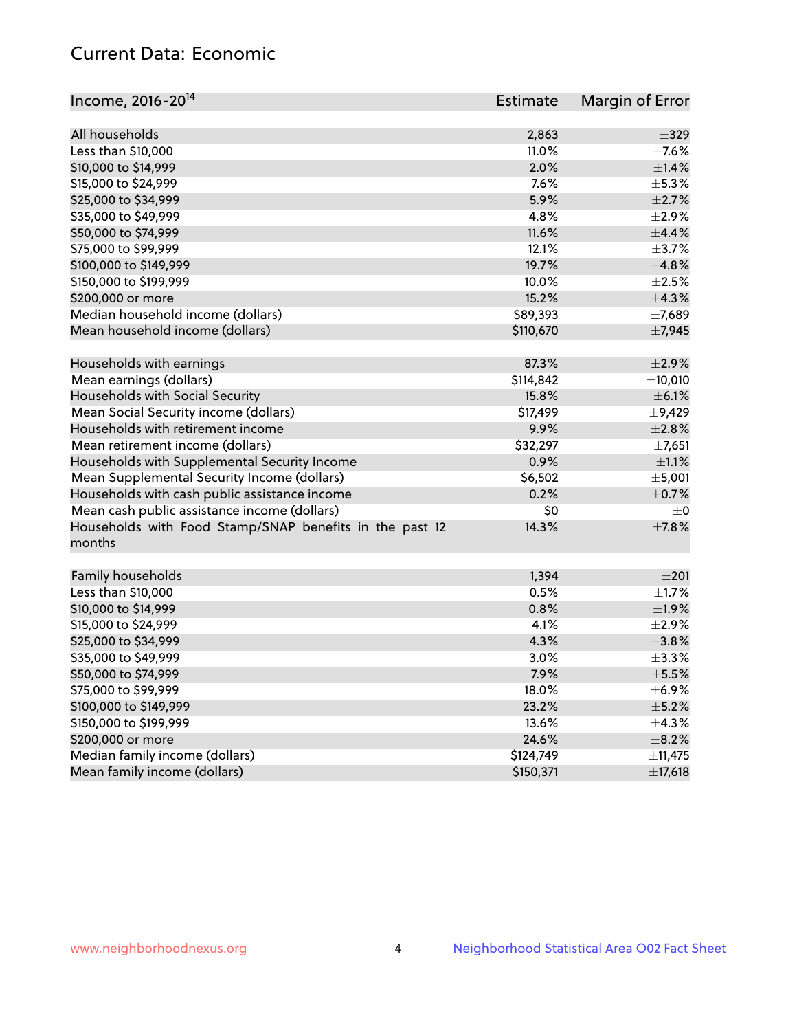## Current Data: Economic

| Income, 2016-20[14] | Estimate | Margin of Error |
|---|---|---|
| All households | 2,863 | ±329 |
| Less than $10,000 | 11.0% | ±7.6% |
| $10,000 to $14,999 | 2.0% | ±1.4% |
| $15,000 to $24,999 | 7.6% | ±5.3% |
| $25,000 to $34,999 | 5.9% | ±2.7% |
| $35,000 to $49,999 | 4.8% | ±2.9% |
| $50,000 to $74,999 | 11.6% | ±4.4% |
| $75,000 to $99,999 | 12.1% | ±3.7% |
| $100,000 to $149,999 | 19.7% | ±4.8% |
| $150,000 to $199,999 | 10.0% | ±2.5% |
| $200,000 or more | 15.2% | ±4.3% |
| Median household income (dollars) | $89,393 | ±7,689 |
| Mean household income (dollars) | $110,670 | ±7,945 |
| | | |
| Households with earnings | 87.3% | ±2.9% |
| Mean earnings (dollars) | $114,842 | ±10,010 |
| Households with Social Security | 15.8% | ±6.1% |
| Mean Social Security income (dollars) | $17,499 | ±9,429 |
| Households with retirement income | 9.9% | ±2.8% |
| Mean retirement income (dollars) | $32,297 | ±7,651 |
| Households with Supplemental Security Income | 0.9% | ±1.1% |
| Mean Supplemental Security Income (dollars) | $6,502 | ±5,001 |
| Households with cash public assistance income | 0.2% | ±0.7% |
| Mean cash public assistance income (dollars) | $0 | ±0 |
| Households with Food Stamp/SNAP benefits in the past 12 months | 14.3% | ±7.8% |
| | | |
| Family households | 1,394 | ±201 |
| Less than $10,000 | 0.5% | ±1.7% |
| $10,000 to $14,999 | 0.8% | ±1.9% |
| $15,000 to $24,999 | 4.1% | ±2.9% |
| $25,000 to $34,999 | 4.3% | ±3.8% |
| $35,000 to $49,999 | 3.0% | ±3.3% |
| $50,000 to $74,999 | 7.9% | ±5.5% |
| $75,000 to $99,999 | 18.0% | ±6.9% |
| $100,000 to $149,999 | 23.2% | ±5.2% |
| $150,000 to $199,999 | 13.6% | ±4.3% |
| $200,000 or more | 24.6% | ±8.2% |
| Median family income (dollars) | $124,749 | ±11,475 |
| Mean family income (dollars) | $150,371 | ±17,618 |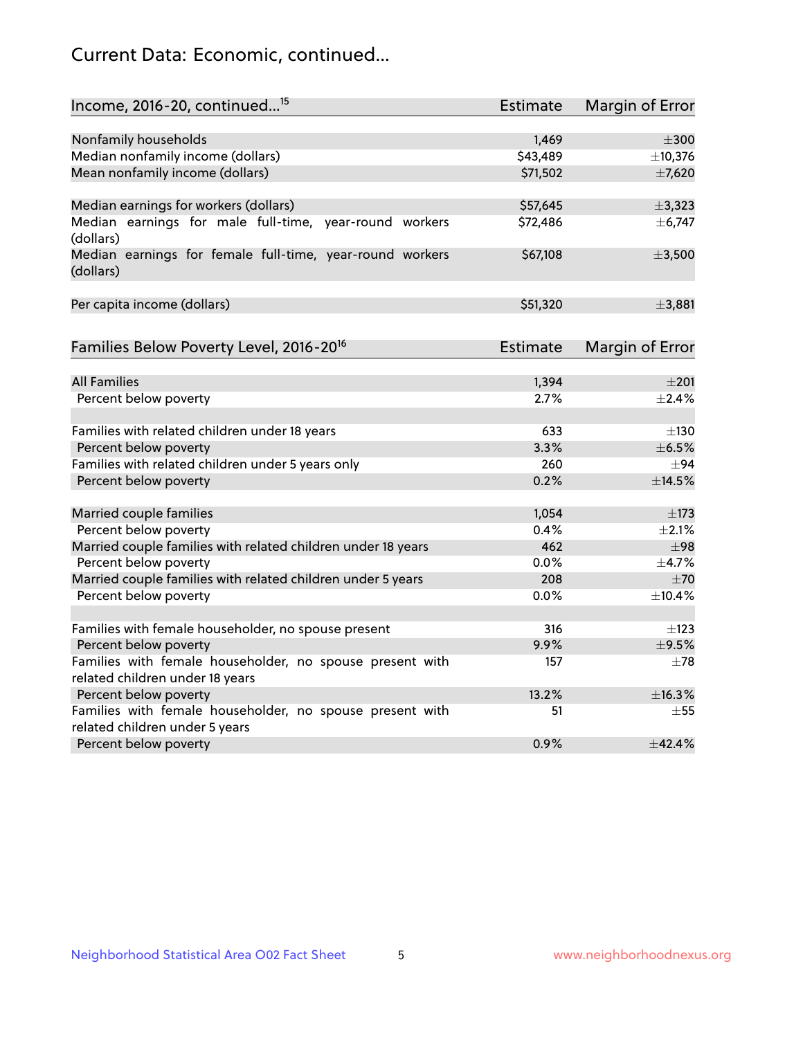## Current Data: Economic, continued...

| Income, 2016-20, continued...[15] | Estimate | Margin of Error |
|---|---|---|
| Nonfamily households | 1,469 | ±300 |
| Median nonfamily income (dollars) | $43,489 | ±10,376 |
| Mean nonfamily income (dollars) | $71,502 | ±7,620 |
| | | |
| Median earnings for workers (dollars) | $57,645 | ±3,323 |
| Median earnings for male full-time, year-round workers (dollars) | $72,486 | ±6,747 |
| Median earnings for female full-time, year-round workers (dollars) | $67,108 | ±3,500 |
| | | |
| Per capita income (dollars) | $51,320 | ±3,881 |

| Families Below Poverty Level, 2016-20[16] | Estimate | Margin of Error |
|---|---|---|
| All Families | 1,394 | ±201 |
| Percent below poverty | 2.7% | ±2.4% |
| | | |
| Families with related children under 18 years | 633 | ±130 |
| Percent below poverty | 3.3% | ±6.5% |
| Families with related children under 5 years only | 260 | ±94 |
| Percent below poverty | 0.2% | ±14.5% |
| | | |
| Married couple families | 1,054 | ±173 |
| Percent below poverty | 0.4% | ±2.1% |
| Married couple families with related children under 18 years | 462 | ±98 |
| Percent below poverty | 0.0% | ±4.7% |
| Married couple families with related children under 5 years | 208 | ±70 |
| Percent below poverty | 0.0% | ±10.4% |
| | | |
| Families with female householder, no spouse present | 316 | ±123 |
| Percent below poverty | 9.9% | ±9.5% |
| Families with female householder, no spouse present with related children under 18 years | 157 | ±78 |
| Percent below poverty | 13.2% | ±16.3% |
| Families with female householder, no spouse present with related children under 5 years | 51 | ±55 |
| Percent below poverty | 0.9% | ±42.4% |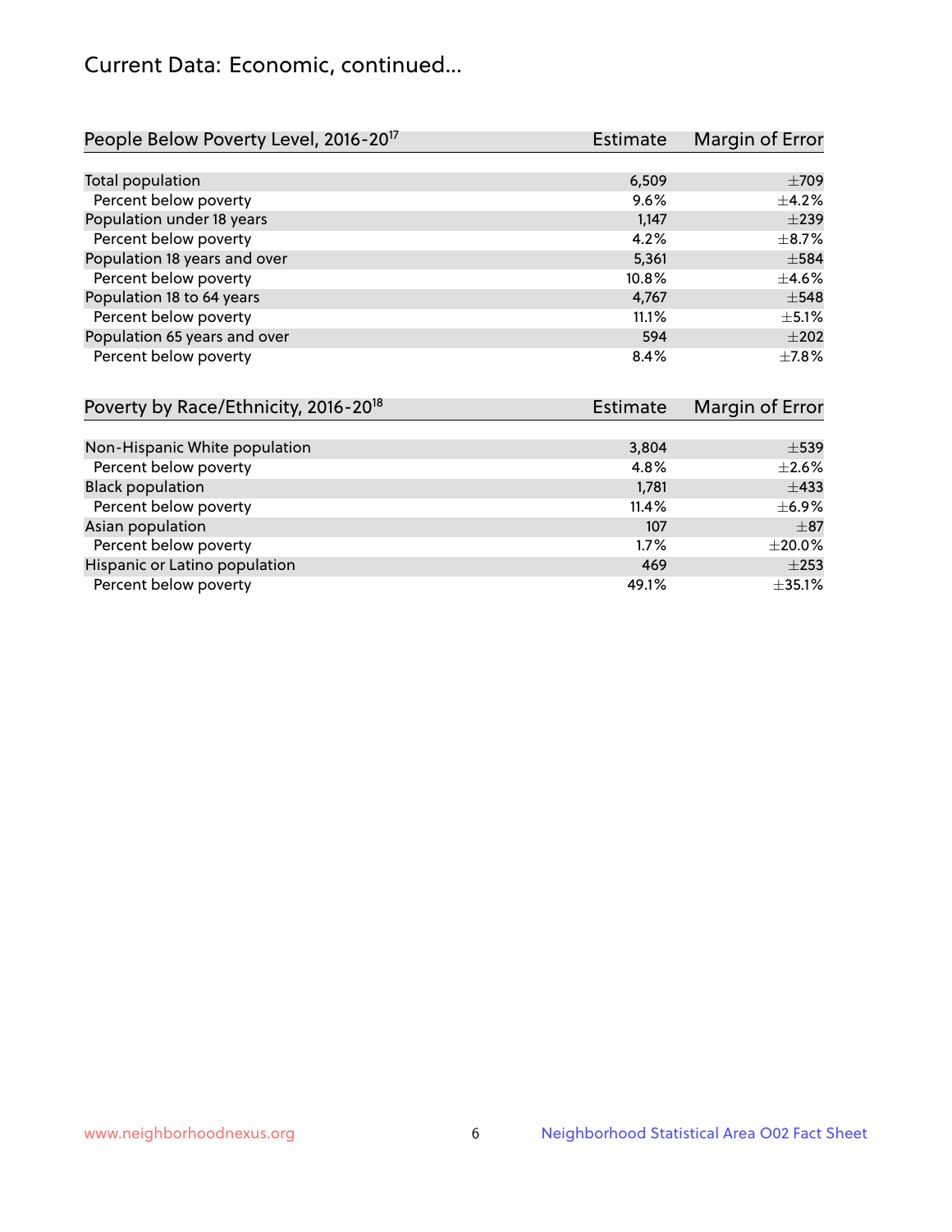# Current Data: Economic, continued...

| People Below Poverty Level, 2016-20[17] | Estimate | Margin of Error |
|---|---|---|
| Total population | 6,509 | ±709 |
| Percent below poverty | 9.6% | ±4.2% |
| Population under 18 years | 1,147 | ±239 |
| Percent below poverty | 4.2% | ±8.7% |
| Population 18 years and over | 5,361 | ±584 |
| Percent below poverty | 10.8% | ±4.6% |
| Population 18 to 64 years | 4,767 | ±548 |
| Percent below poverty | 11.1% | ±5.1% |
| Population 65 years and over | 594 | ±202 |
| Percent below poverty | 8.4% | ±7.8% |

| Poverty by Race/Ethnicity, 2016-20[18] | Estimate | Margin of Error |
|---|---|---|
| Non-Hispanic White population | 3,804 | ±539 |
| Percent below poverty | 4.8% | ±2.6% |
| Black population | 1,781 | ±433 |
| Percent below poverty | 11.4% | ±6.9% |
| Asian population | 107 | ±87 |
| Percent below poverty | 1.7% | ±20.0% |
| Hispanic or Latino population | 469 | ±253 |
| Percent below poverty | 49.1% | ±35.1% |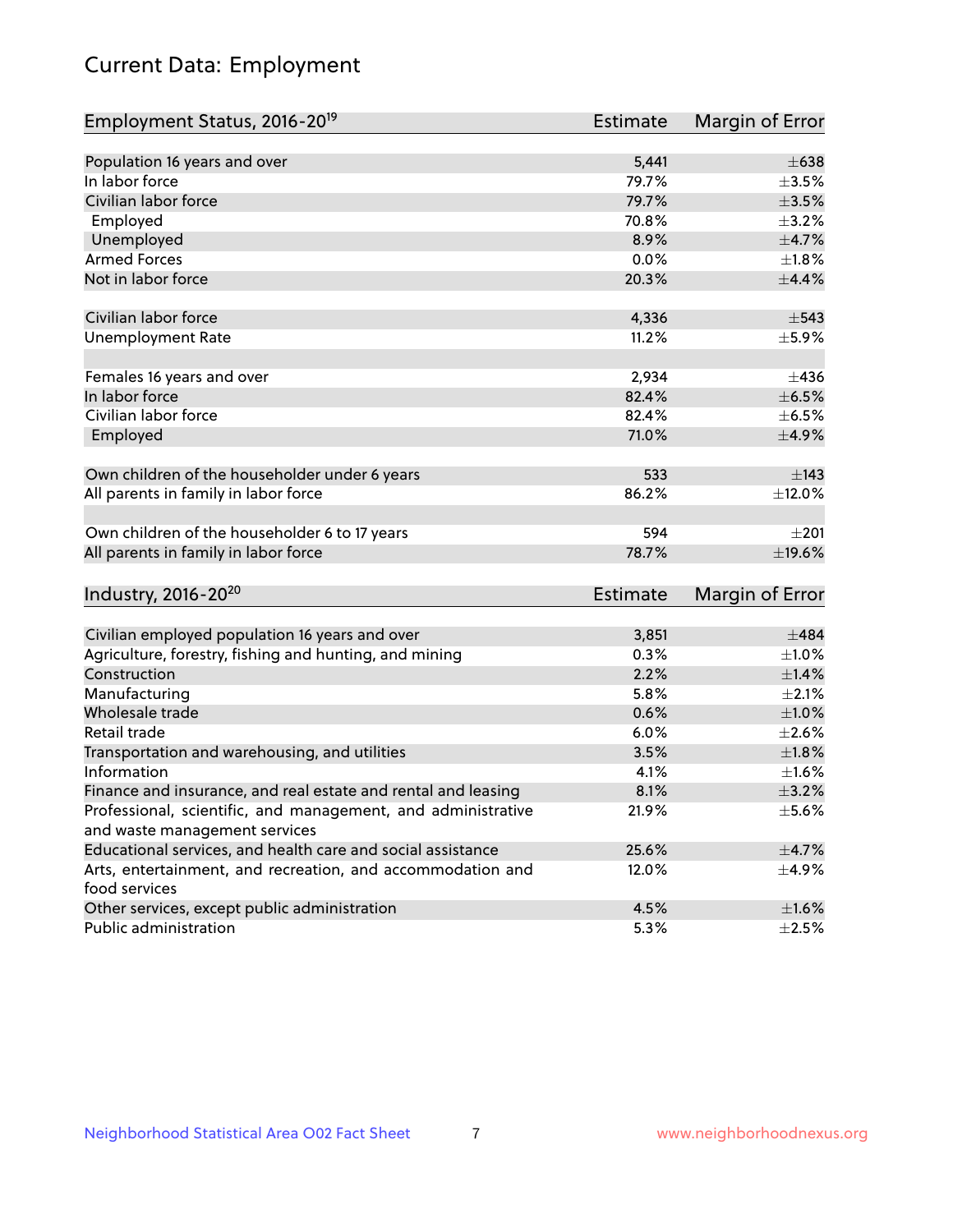# Current Data: Employment

| Employment Status, 2016-20[19] | Estimate | Margin of Error |
|---|---|---|
| Population 16 years and over | 5,441 | ±638 |
| In labor force | 79.7% | ±3.5% |
| Civilian labor force | 79.7% | ±3.5% |
| Employed | 70.8% | ±3.2% |
| Unemployed | 8.9% | ±4.7% |
| Armed Forces | 0.0% | ±1.8% |
| Not in labor force | 20.3% | ±4.4% |
| | | |
| Civilian labor force | 4,336 | ±543 |
| Unemployment Rate | 11.2% | ±5.9% |
| | | |
| Females 16 years and over | 2,934 | ±436 |
| In labor force | 82.4% | ±6.5% |
| Civilian labor force | 82.4% | ±6.5% |
| Employed | 71.0% | ±4.9% |
| | | |
| Own children of the householder under 6 years | 533 | ±143 |
| All parents in family in labor force | 86.2% | ±12.0% |
| | | |
| Own children of the householder 6 to 17 years | 594 | ±201 |
| All parents in family in labor force | 78.7% | ±19.6% |

| Industry, 2016-20[20] | Estimate | Margin of Error |
|---|---|---|
| Civilian employed population 16 years and over | 3,851 | ±484 |
| Agriculture, forestry, fishing and hunting, and mining | 0.3% | ±1.0% |
| Construction | 2.2% | ±1.4% |
| Manufacturing | 5.8% | ±2.1% |
| Wholesale trade | 0.6% | ±1.0% |
| Retail trade | 6.0% | ±2.6% |
| Transportation and warehousing, and utilities | 3.5% | ±1.8% |
| Information | 4.1% | ±1.6% |
| Finance and insurance, and real estate and rental and leasing | 8.1% | ±3.2% |
| Professional, scientific, and management, and administrative and waste management services | 21.9% | ±5.6% |
| Educational services, and health care and social assistance | 25.6% | ±4.7% |
| Arts, entertainment, and recreation, and accommodation and food services | 12.0% | ±4.9% |
| Other services, except public administration | 4.5% | ±1.6% |
| Public administration | 5.3% | ±2.5% |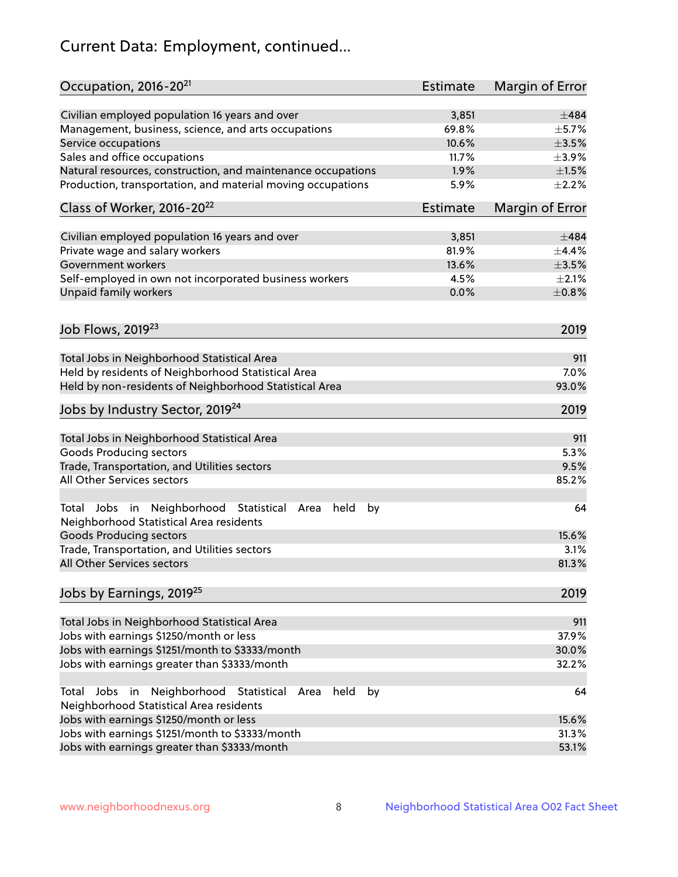# Current Data: Employment, continued...

| Occupation, 2016-20[21] | Estimate | Margin of Error |
|---|---|---|
| Civilian employed population 16 years and over | 3,851 | ±484 |
| Management, business, science, and arts occupations | 69.8% | ±5.7% |
| Service occupations | 10.6% | ±3.5% |
| Sales and office occupations | 11.7% | ±3.9% |
| Natural resources, construction, and maintenance occupations | 1.9% | ±1.5% |
| Production, transportation, and material moving occupations | 5.9% | ±2.2% |

| Class of Worker, 2016-20[22] | Estimate | Margin of Error |
|---|---|---|
| Civilian employed population 16 years and over | 3,851 | ±484 |
| Private wage and salary workers | 81.9% | ±4.4% |
| Government workers | 13.6% | ±3.5% |
| Self-employed in own not incorporated business workers | 4.5% | ±2.1% |
| Unpaid family workers | 0.0% | ±0.8% |

| Job Flows, 2019[23] | 2019 |
|---|---|
| Total Jobs in Neighborhood Statistical Area | 911 |
| Held by residents of Neighborhood Statistical Area | 7.0% |
| Held by non-residents of Neighborhood Statistical Area | 93.0% |

| Jobs by Industry Sector, 2019[24] | 2019 |
|---|---|
| Total Jobs in Neighborhood Statistical Area | 911 |
| Goods Producing sectors | 5.3% |
| Trade, Transportation, and Utilities sectors | 9.5% |
| All Other Services sectors | 85.2% |
| Total Jobs in Neighborhood Statistical Area held by Neighborhood Statistical Area residents | 64 |
| Goods Producing sectors | 15.6% |
| Trade, Transportation, and Utilities sectors | 3.1% |
| All Other Services sectors | 81.3% |

| Jobs by Earnings, 2019[25] | 2019 |
|---|---|
| Total Jobs in Neighborhood Statistical Area | 911 |
| Jobs with earnings $1250/month or less | 37.9% |
| Jobs with earnings $1251/month to $3333/month | 30.0% |
| Jobs with earnings greater than $3333/month | 32.2% |
| Total Jobs in Neighborhood Statistical Area held by Neighborhood Statistical Area residents | 64 |
| Jobs with earnings $1250/month or less | 15.6% |
| Jobs with earnings $1251/month to $3333/month | 31.3% |
| Jobs with earnings greater than $3333/month | 53.1% |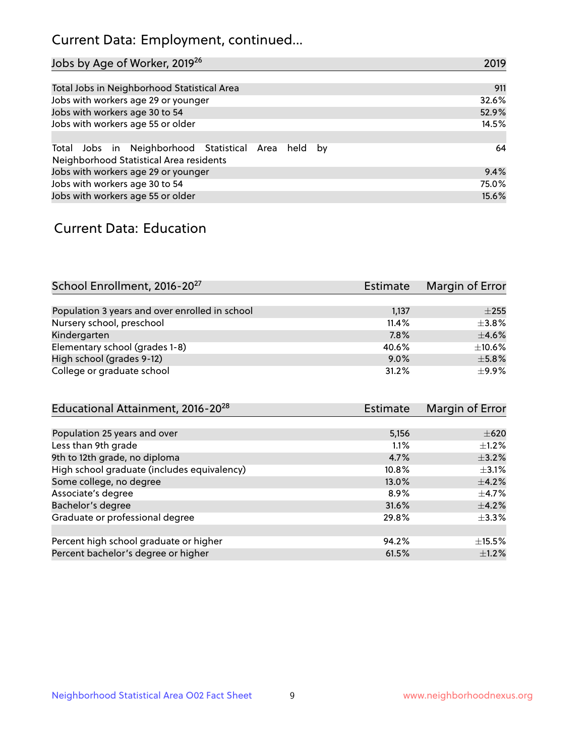## Current Data: Employment, continued...

| Jobs by Age of Worker, 2019[26] | 2019 |
|---|---|
| Total Jobs in Neighborhood Statistical Area | 911 |
| Jobs with workers age 29 or younger | 32.6% |
| Jobs with workers age 30 to 54 | 52.9% |
| Jobs with workers age 55 or older | 14.5% |
| | |
| Total Jobs in Neighborhood Statistical Area held by Neighborhood Statistical Area residents | 64 |
| Jobs with workers age 29 or younger | 9.4% |
| Jobs with workers age 30 to 54 | 75.0% |
| Jobs with workers age 55 or older | 15.6% |

## Current Data: Education

| School Enrollment, 2016-20[27] | Estimate | Margin of Error |
|---|---|---|
| Population 3 years and over enrolled in school | 1,137 | ±255 |
| Nursery school, preschool | 11.4% | ±3.8% |
| Kindergarten | 7.8% | ±4.6% |
| Elementary school (grades 1-8) | 40.6% | ±10.6% |
| High school (grades 9-12) | 9.0% | ±5.8% |
| College or graduate school | 31.2% | ±9.9% |

| Educational Attainment, 2016-20[28] | Estimate | Margin of Error |
|---|---|---|
| Population 25 years and over | 5,156 | ±620 |
| Less than 9th grade | 1.1% | ±1.2% |
| 9th to 12th grade, no diploma | 4.7% | ±3.2% |
| High school graduate (includes equivalency) | 10.8% | ±3.1% |
| Some college, no degree | 13.0% | ±4.2% |
| Associate's degree | 8.9% | ±4.7% |
| Bachelor's degree | 31.6% | ±4.2% |
| Graduate or professional degree | 29.8% | ±3.3% |
| | | |
| Percent high school graduate or higher | 94.2% | ±15.5% |
| Percent bachelor's degree or higher | 61.5% | ±1.2% |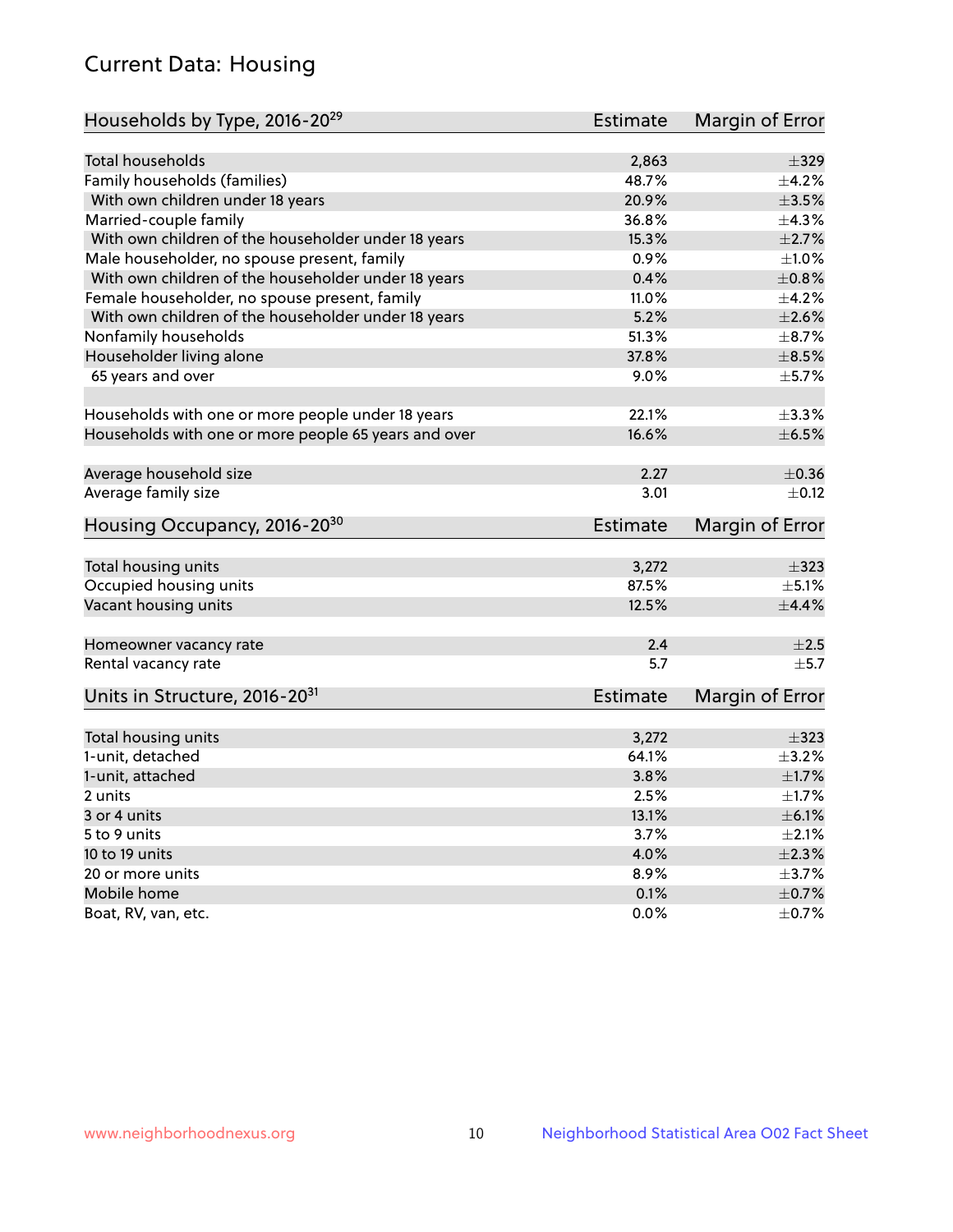## Current Data: Housing

| Households by Type, 2016-20[29] | Estimate | Margin of Error |
|---|---|---|
| Total households | 2,863 | ±329 |
| Family households (families) | 48.7% | ±4.2% |
| With own children under 18 years | 20.9% | ±3.5% |
| Married-couple family | 36.8% | ±4.3% |
| With own children of the householder under 18 years | 15.3% | ±2.7% |
| Male householder, no spouse present, family | 0.9% | ±1.0% |
| With own children of the householder under 18 years | 0.4% | ±0.8% |
| Female householder, no spouse present, family | 11.0% | ±4.2% |
| With own children of the householder under 18 years | 5.2% | ±2.6% |
| Nonfamily households | 51.3% | ±8.7% |
| Householder living alone | 37.8% | ±8.5% |
| 65 years and over | 9.0% | ±5.7% |
| Households with one or more people under 18 years | 22.1% | ±3.3% |
| Households with one or more people 65 years and over | 16.6% | ±6.5% |
| Average household size | 2.27 | ±0.36 |
| Average family size | 3.01 | ±0.12 |

| Housing Occupancy, 2016-20[30] | Estimate | Margin of Error |
|---|---|---|
| Total housing units | 3,272 | ±323 |
| Occupied housing units | 87.5% | ±5.1% |
| Vacant housing units | 12.5% | ±4.4% |
| Homeowner vacancy rate | 2.4 | ±2.5 |
| Rental vacancy rate | 5.7 | ±5.7 |

| Units in Structure, 2016-20[31] | Estimate | Margin of Error |
|---|---|---|
| Total housing units | 3,272 | ±323 |
| 1-unit, detached | 64.1% | ±3.2% |
| 1-unit, attached | 3.8% | ±1.7% |
| 2 units | 2.5% | ±1.7% |
| 3 or 4 units | 13.1% | ±6.1% |
| 5 to 9 units | 3.7% | ±2.1% |
| 10 to 19 units | 4.0% | ±2.3% |
| 20 or more units | 8.9% | ±3.7% |
| Mobile home | 0.1% | ±0.7% |
| Boat, RV, van, etc. | 0.0% | ±0.7% |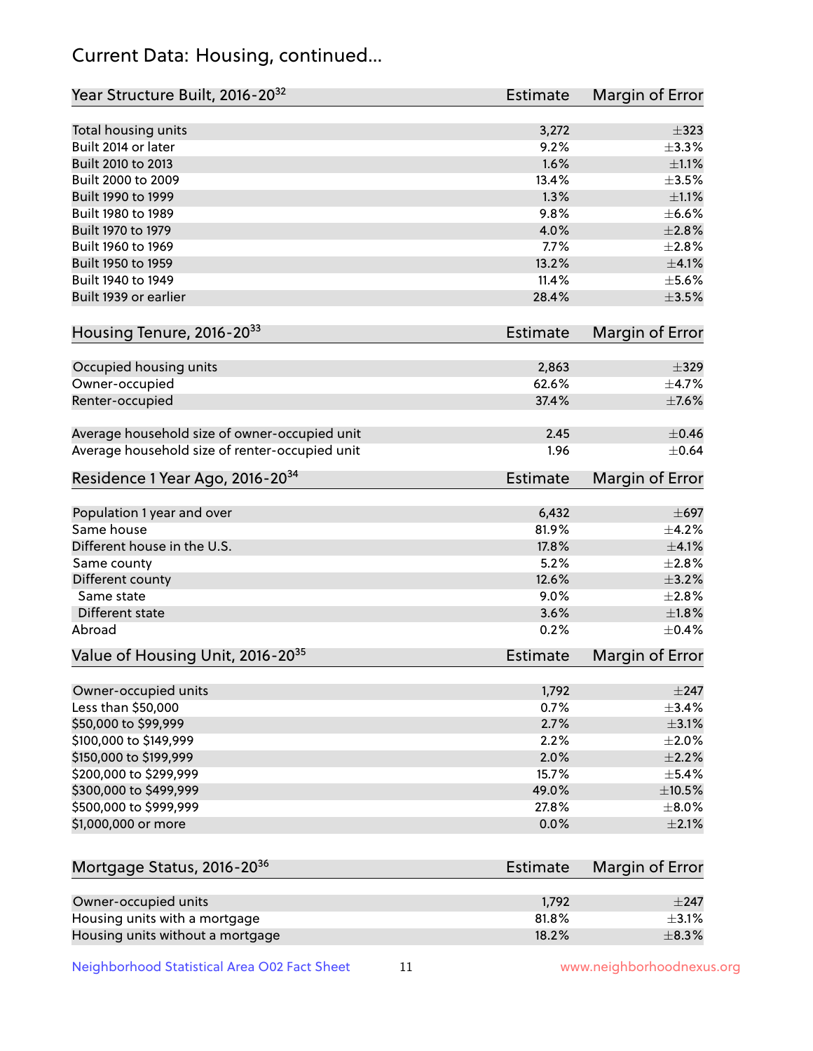## Current Data: Housing, continued...

| Year Structure Built, 2016-20[32] | Estimate | Margin of Error |
|---|---|---|
| Total housing units | 3,272 | ±323 |
| Built 2014 or later | 9.2% | ±3.3% |
| Built 2010 to 2013 | 1.6% | ±1.1% |
| Built 2000 to 2009 | 13.4% | ±3.5% |
| Built 1990 to 1999 | 1.3% | ±1.1% |
| Built 1980 to 1989 | 9.8% | ±6.6% |
| Built 1970 to 1979 | 4.0% | ±2.8% |
| Built 1960 to 1969 | 7.7% | ±2.8% |
| Built 1950 to 1959 | 13.2% | ±4.1% |
| Built 1940 to 1949 | 11.4% | ±5.6% |
| Built 1939 or earlier | 28.4% | ±3.5% |

| Housing Tenure, 2016-20[33] | Estimate | Margin of Error |
|---|---|---|
| Occupied housing units | 2,863 | ±329 |
| Owner-occupied | 62.6% | ±4.7% |
| Renter-occupied | 37.4% | ±7.6% |
| Average household size of owner-occupied unit | 2.45 | ±0.46 |
| Average household size of renter-occupied unit | 1.96 | ±0.64 |

| Residence 1 Year Ago, 2016-20[34] | Estimate | Margin of Error |
|---|---|---|
| Population 1 year and over | 6,432 | ±697 |
| Same house | 81.9% | ±4.2% |
| Different house in the U.S. | 17.8% | ±4.1% |
| Same county | 5.2% | ±2.8% |
| Different county | 12.6% | ±3.2% |
| Same state | 9.0% | ±2.8% |
| Different state | 3.6% | ±1.8% |
| Abroad | 0.2% | ±0.4% |

| Value of Housing Unit, 2016-20[35] | Estimate | Margin of Error |
|---|---|---|
| Owner-occupied units | 1,792 | ±247 |
| Less than $50,000 | 0.7% | ±3.4% |
| $50,000 to $99,999 | 2.7% | ±3.1% |
| $100,000 to $149,999 | 2.2% | ±2.0% |
| $150,000 to $199,999 | 2.0% | ±2.2% |
| $200,000 to $299,999 | 15.7% | ±5.4% |
| $300,000 to $499,999 | 49.0% | ±10.5% |
| $500,000 to $999,999 | 27.8% | ±8.0% |
| $1,000,000 or more | 0.0% | ±2.1% |

| Mortgage Status, 2016-20[36] | Estimate | Margin of Error |
|---|---|---|
| Owner-occupied units | 1,792 | ±247 |
| Housing units with a mortgage | 81.8% | ±3.1% |
| Housing units without a mortgage | 18.2% | ±8.3% |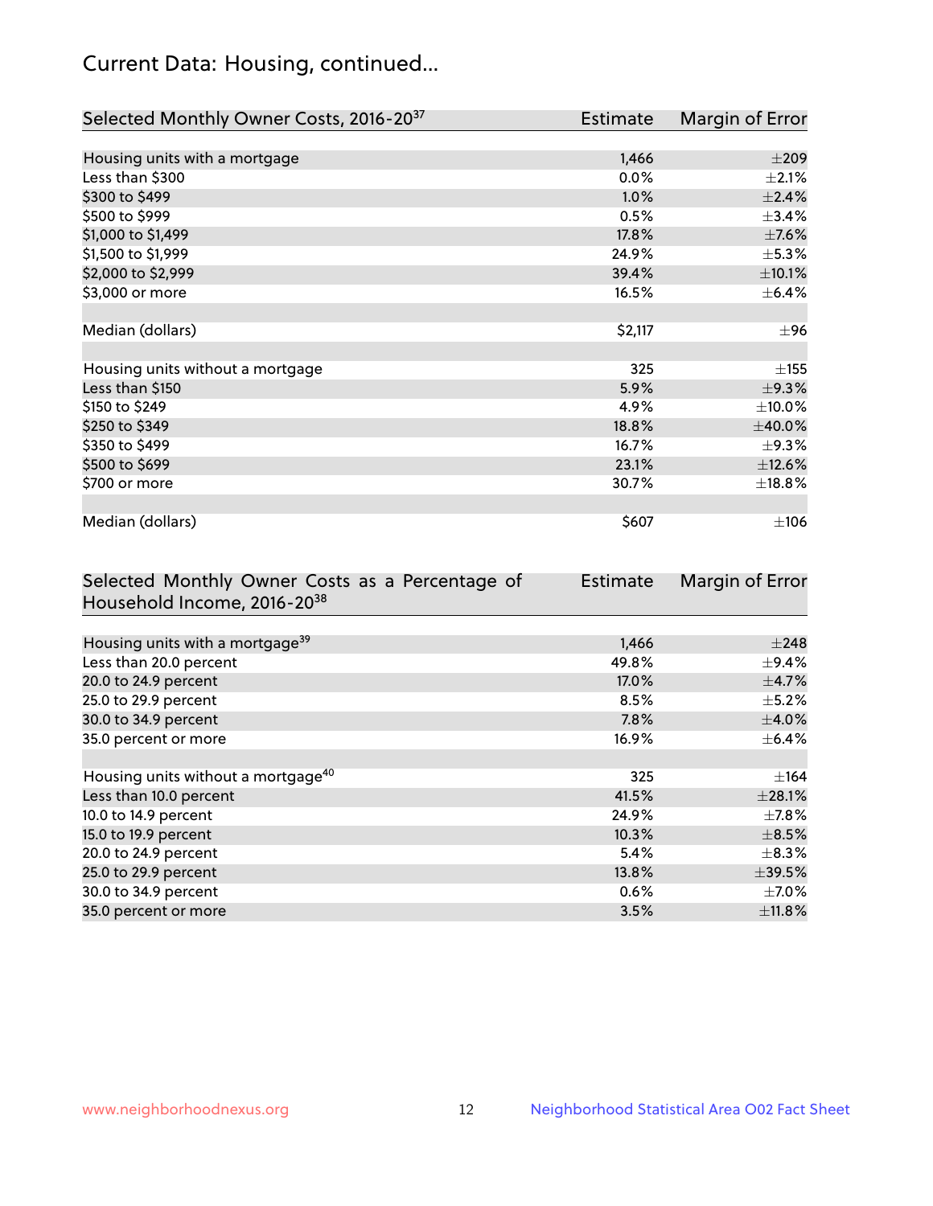# Current Data: Housing, continued...

| Selected Monthly Owner Costs, 2016-20[37] | Estimate | Margin of Error |
|---|---|---|
| Housing units with a mortgage | 1,466 | ±209 |
| Less than $300 | 0.0% | ±2.1% |
| $300 to $499 | 1.0% | ±2.4% |
| $500 to $999 | 0.5% | ±3.4% |
| $1,000 to $1,499 | 17.8% | ±7.6% |
| $1,500 to $1,999 | 24.9% | ±5.3% |
| $2,000 to $2,999 | 39.4% | ±10.1% |
| $3,000 or more | 16.5% | ±6.4% |
| | | |
| Median (dollars) | $2,117 | ±96 |
| | | |
| Housing units without a mortgage | 325 | ±155 |
| Less than $150 | 5.9% | ±9.3% |
| $150 to $249 | 4.9% | ±10.0% |
| $250 to $349 | 18.8% | ±40.0% |
| $350 to $499 | 16.7% | ±9.3% |
| $500 to $699 | 23.1% | ±12.6% |
| $700 or more | 30.7% | ±18.8% |
| | | |
| Median (dollars) | $607 | ±106 |

| Selected Monthly Owner Costs as a Percentage of Household Income, 2016-20[38] | Estimate | Margin of Error |
|---|---|---|
| Housing units with a mortgage[39] | 1,466 | ±248 |
| Less than 20.0 percent | 49.8% | ±9.4% |
| 20.0 to 24.9 percent | 17.0% | ±4.7% |
| 25.0 to 29.9 percent | 8.5% | ±5.2% |
| 30.0 to 34.9 percent | 7.8% | ±4.0% |
| 35.0 percent or more | 16.9% | ±6.4% |
| | | |
| Housing units without a mortgage[40] | 325 | ±164 |
| Less than 10.0 percent | 41.5% | ±28.1% |
| 10.0 to 14.9 percent | 24.9% | ±7.8% |
| 15.0 to 19.9 percent | 10.3% | ±8.5% |
| 20.0 to 24.9 percent | 5.4% | ±8.3% |
| 25.0 to 29.9 percent | 13.8% | ±39.5% |
| 30.0 to 34.9 percent | 0.6% | ±7.0% |
| 35.0 percent or more | 3.5% | ±11.8% |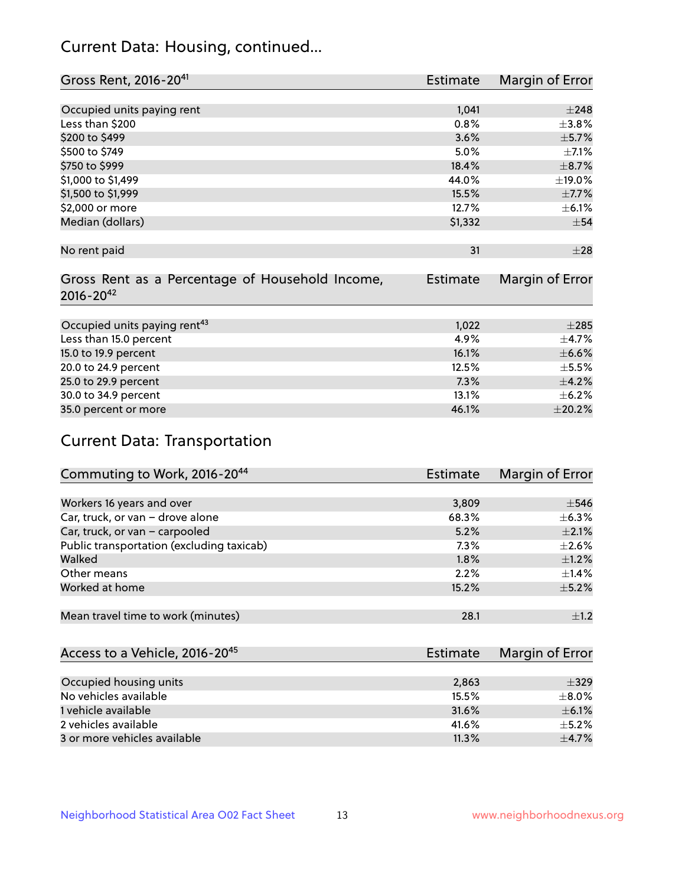## Current Data: Housing, continued...

| Gross Rent, 2016-20[41] | Estimate | Margin of Error |
|---|---|---|
| Occupied units paying rent | 1,041 | ±248 |
| Less than $200 | 0.8% | ±3.8% |
| $200 to $499 | 3.6% | ±5.7% |
| $500 to $749 | 5.0% | ±7.1% |
| $750 to $999 | 18.4% | ±8.7% |
| $1,000 to $1,499 | 44.0% | ±19.0% |
| $1,500 to $1,999 | 15.5% | ±7.7% |
| $2,000 or more | 12.7% | ±6.1% |
| Median (dollars) | $1,332 | ±54 |
| No rent paid | 31 | ±28 |

| Gross Rent as a Percentage of Household Income, 2016-20[42] | Estimate | Margin of Error |
|---|---|---|
| Occupied units paying rent[43] | 1,022 | ±285 |
| Less than 15.0 percent | 4.9% | ±4.7% |
| 15.0 to 19.9 percent | 16.1% | ±6.6% |
| 20.0 to 24.9 percent | 12.5% | ±5.5% |
| 25.0 to 29.9 percent | 7.3% | ±4.2% |
| 30.0 to 34.9 percent | 13.1% | ±6.2% |
| 35.0 percent or more | 46.1% | ±20.2% |

## Current Data: Transportation

| Commuting to Work, 2016-20[44] | Estimate | Margin of Error |
|---|---|---|
| Workers 16 years and over | 3,809 | ±546 |
| Car, truck, or van – drove alone | 68.3% | ±6.3% |
| Car, truck, or van – carpooled | 5.2% | ±2.1% |
| Public transportation (excluding taxicab) | 7.3% | ±2.6% |
| Walked | 1.8% | ±1.2% |
| Other means | 2.2% | ±1.4% |
| Worked at home | 15.2% | ±5.2% |
| Mean travel time to work (minutes) | 28.1 | ±1.2 |

| Access to a Vehicle, 2016-20[45] | Estimate | Margin of Error |
|---|---|---|
| Occupied housing units | 2,863 | ±329 |
| No vehicles available | 15.5% | ±8.0% |
| 1 vehicle available | 31.6% | ±6.1% |
| 2 vehicles available | 41.6% | ±5.2% |
| 3 or more vehicles available | 11.3% | ±4.7% |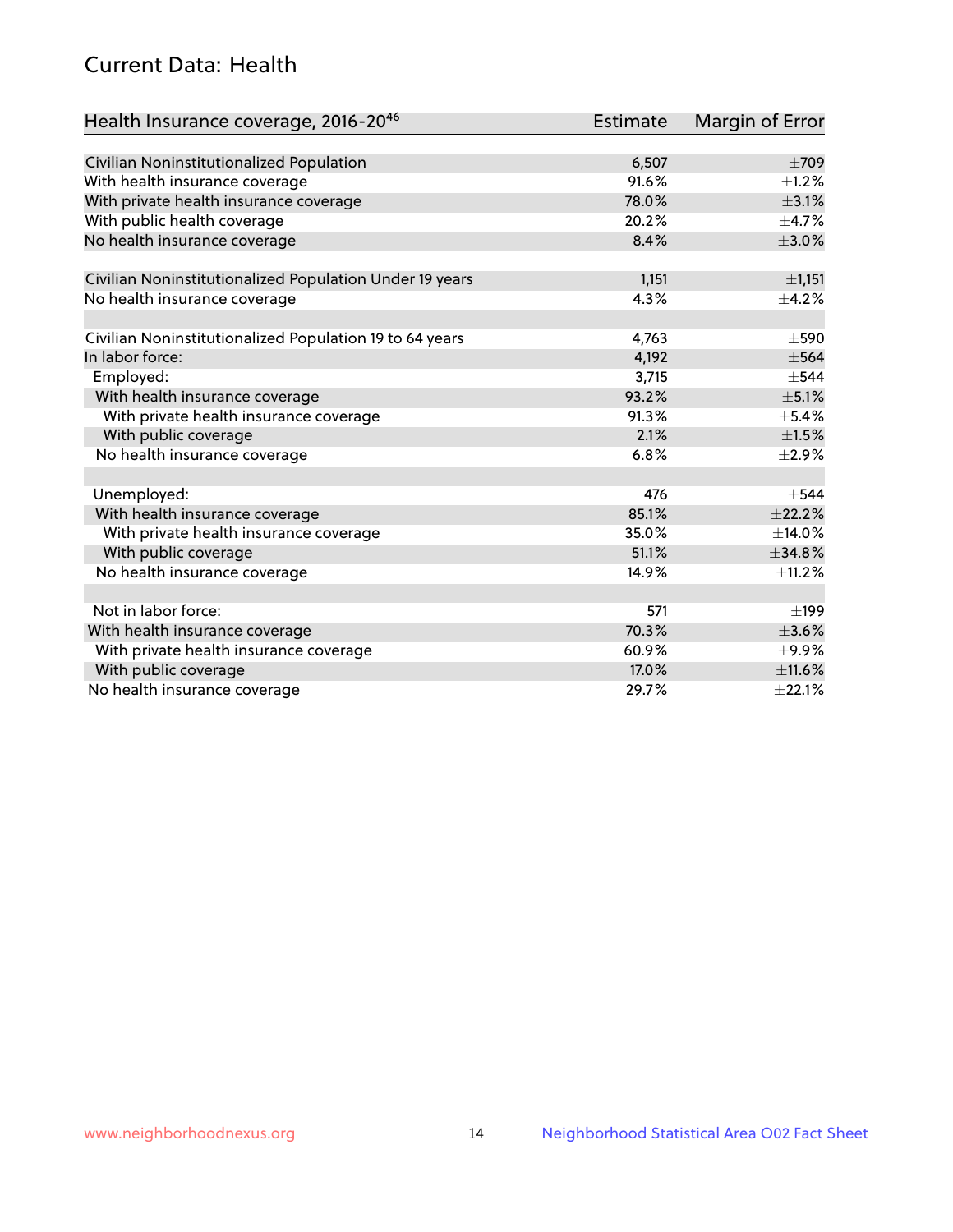# Current Data: Health

| Health Insurance coverage, 2016-20[46] | Estimate | Margin of Error |
|---|---|---|
| Civilian Noninstitutionalized Population | 6,507 | ±709 |
| With health insurance coverage | 91.6% | ±1.2% |
| With private health insurance coverage | 78.0% | ±3.1% |
| With public health coverage | 20.2% | ±4.7% |
| No health insurance coverage | 8.4% | ±3.0% |
| | | |
| Civilian Noninstitutionalized Population Under 19 years | 1,151 | ±1,151 |
| No health insurance coverage | 4.3% | ±4.2% |
| | | |
| Civilian Noninstitutionalized Population 19 to 64 years | 4,763 | ±590 |
| In labor force: | 4,192 | ±564 |
| Employed: | 3,715 | ±544 |
| With health insurance coverage | 93.2% | ±5.1% |
| With private health insurance coverage | 91.3% | ±5.4% |
| With public coverage | 2.1% | ±1.5% |
| No health insurance coverage | 6.8% | ±2.9% |
| | | |
| Unemployed: | 476 | ±544 |
| With health insurance coverage | 85.1% | ±22.2% |
| With private health insurance coverage | 35.0% | ±14.0% |
| With public coverage | 51.1% | ±34.8% |
| No health insurance coverage | 14.9% | ±11.2% |
| | | |
| Not in labor force: | 571 | ±199 |
| With health insurance coverage | 70.3% | ±3.6% |
| With private health insurance coverage | 60.9% | ±9.9% |
| With public coverage | 17.0% | ±11.6% |
| No health insurance coverage | 29.7% | ±22.1% |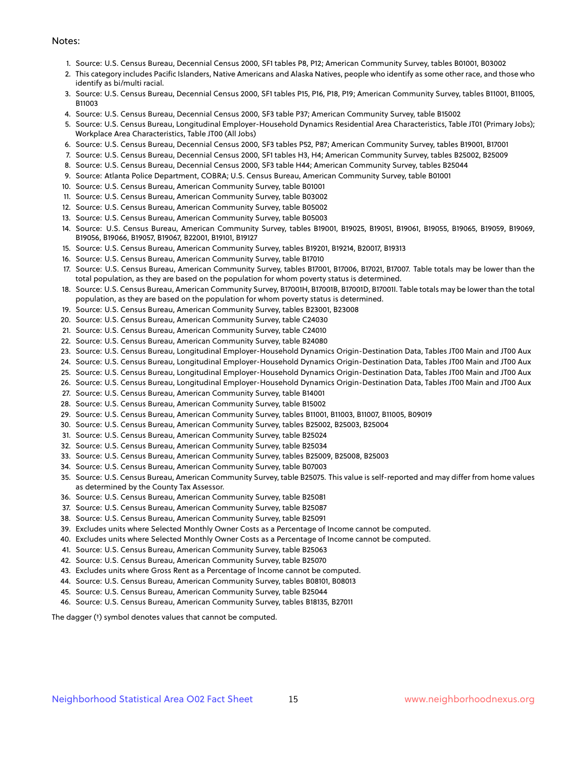Notes:

1. Source: U.S. Census Bureau, Decennial Census 2000, SF1 tables P8, P12; American Community Survey, tables B01001, B03002
2. This category includes Pacific Islanders, Native Americans and Alaska Natives, people who identify as some other race, and those who identify as bi/multi racial.
3. Source: U.S. Census Bureau, Decennial Census 2000, SF1 tables P15, P16, P18, P19; American Community Survey, tables B11001, B11005, B11003
4. Source: U.S. Census Bureau, Decennial Census 2000, SF3 table P37; American Community Survey, table B15002
5. Source: U.S. Census Bureau, Longitudinal Employer-Household Dynamics Residential Area Characteristics, Table JT01 (Primary Jobs); Workplace Area Characteristics, Table JT00 (All Jobs)
6. Source: U.S. Census Bureau, Decennial Census 2000, SF3 tables P52, P87; American Community Survey, tables B19001, B17001
7. Source: U.S. Census Bureau, Decennial Census 2000, SF1 tables H3, H4; American Community Survey, tables B25002, B25009
8. Source: U.S. Census Bureau, Decennial Census 2000, SF3 table H44; American Community Survey, tables B25044
9. Source: Atlanta Police Department, COBRA; U.S. Census Bureau, American Community Survey, table B01001
10. Source: U.S. Census Bureau, American Community Survey, table B01001
11. Source: U.S. Census Bureau, American Community Survey, table B03002
12. Source: U.S. Census Bureau, American Community Survey, table B05002
13. Source: U.S. Census Bureau, American Community Survey, table B05003
14. Source: U.S. Census Bureau, American Community Survey, tables B19001, B19025, B19051, B19061, B19055, B19065, B19059, B19069, B19056, B19066, B19057, B19067, B22001, B19101, B19127
15. Source: U.S. Census Bureau, American Community Survey, tables B19201, B19214, B20017, B19313
16. Source: U.S. Census Bureau, American Community Survey, table B17010
17. Source: U.S. Census Bureau, American Community Survey, tables B17001, B17006, B17021, B17007. Table totals may be lower than the total population, as they are based on the population for whom poverty status is determined.
18. Source: U.S. Census Bureau, American Community Survey, B17001H, B17001B, B17001D, B17001I. Table totals may be lower than the total population, as they are based on the population for whom poverty status is determined.
19. Source: U.S. Census Bureau, American Community Survey, tables B23001, B23008
20. Source: U.S. Census Bureau, American Community Survey, table C24030
21. Source: U.S. Census Bureau, American Community Survey, table C24010
22. Source: U.S. Census Bureau, American Community Survey, table B24080
23. Source: U.S. Census Bureau, Longitudinal Employer-Household Dynamics Origin-Destination Data, Tables JT00 Main and JT00 Aux
24. Source: U.S. Census Bureau, Longitudinal Employer-Household Dynamics Origin-Destination Data, Tables JT00 Main and JT00 Aux
25. Source: U.S. Census Bureau, Longitudinal Employer-Household Dynamics Origin-Destination Data, Tables JT00 Main and JT00 Aux
26. Source: U.S. Census Bureau, Longitudinal Employer-Household Dynamics Origin-Destination Data, Tables JT00 Main and JT00 Aux
27. Source: U.S. Census Bureau, American Community Survey, table B14001
28. Source: U.S. Census Bureau, American Community Survey, table B15002
29. Source: U.S. Census Bureau, American Community Survey, tables B11001, B11003, B11007, B11005, B09019
30. Source: U.S. Census Bureau, American Community Survey, tables B25002, B25003, B25004
31. Source: U.S. Census Bureau, American Community Survey, table B25024
32. Source: U.S. Census Bureau, American Community Survey, table B25034
33. Source: U.S. Census Bureau, American Community Survey, tables B25009, B25008, B25003
34. Source: U.S. Census Bureau, American Community Survey, table B07003
35. Source: U.S. Census Bureau, American Community Survey, table B25075. This value is self-reported and may differ from home values as determined by the County Tax Assessor.
36. Source: U.S. Census Bureau, American Community Survey, table B25081
37. Source: U.S. Census Bureau, American Community Survey, table B25087
38. Source: U.S. Census Bureau, American Community Survey, table B25091
39. Excludes units where Selected Monthly Owner Costs as a Percentage of Income cannot be computed.
40. Excludes units where Selected Monthly Owner Costs as a Percentage of Income cannot be computed.
41. Source: U.S. Census Bureau, American Community Survey, table B25063
42. Source: U.S. Census Bureau, American Community Survey, table B25070
43. Excludes units where Gross Rent as a Percentage of Income cannot be computed.
44. Source: U.S. Census Bureau, American Community Survey, tables B08101, B08013
45. Source: U.S. Census Bureau, American Community Survey, table B25044
46. Source: U.S. Census Bureau, American Community Survey, tables B18135, B27011

The dagger (†) symbol denotes values that cannot be computed.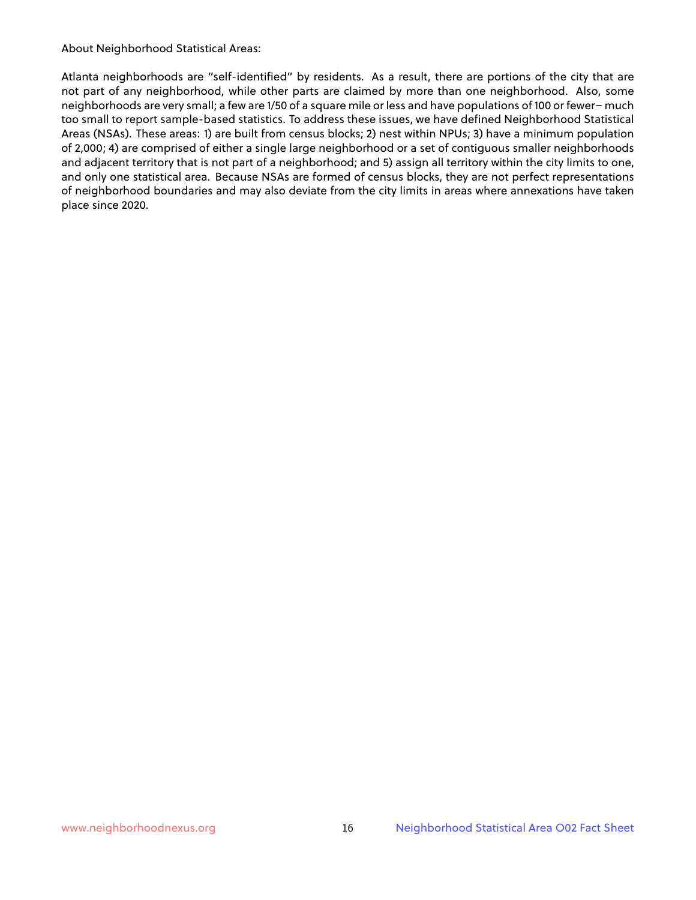About Neighborhood Statistical Areas:

Atlanta neighborhoods are "self-identified" by residents. As a result, there are portions of the city that are not part of any neighborhood, while other parts are claimed by more than one neighborhood. Also, some neighborhoods are very small; a few are 1/50 of a square mile or less and have populations of 100 or fewer– much too small to report sample-based statistics. To address these issues, we have defined Neighborhood Statistical Areas (NSAs). These areas: 1) are built from census blocks; 2) nest within NPUs; 3) have a minimum population of 2,000; 4) are comprised of either a single large neighborhood or a set of contiguous smaller neighborhoods and adjacent territory that is not part of a neighborhood; and 5) assign all territory within the city limits to one, and only one statistical area. Because NSAs are formed of census blocks, they are not perfect representations of neighborhood boundaries and may also deviate from the city limits in areas where annexations have taken place since 2020.